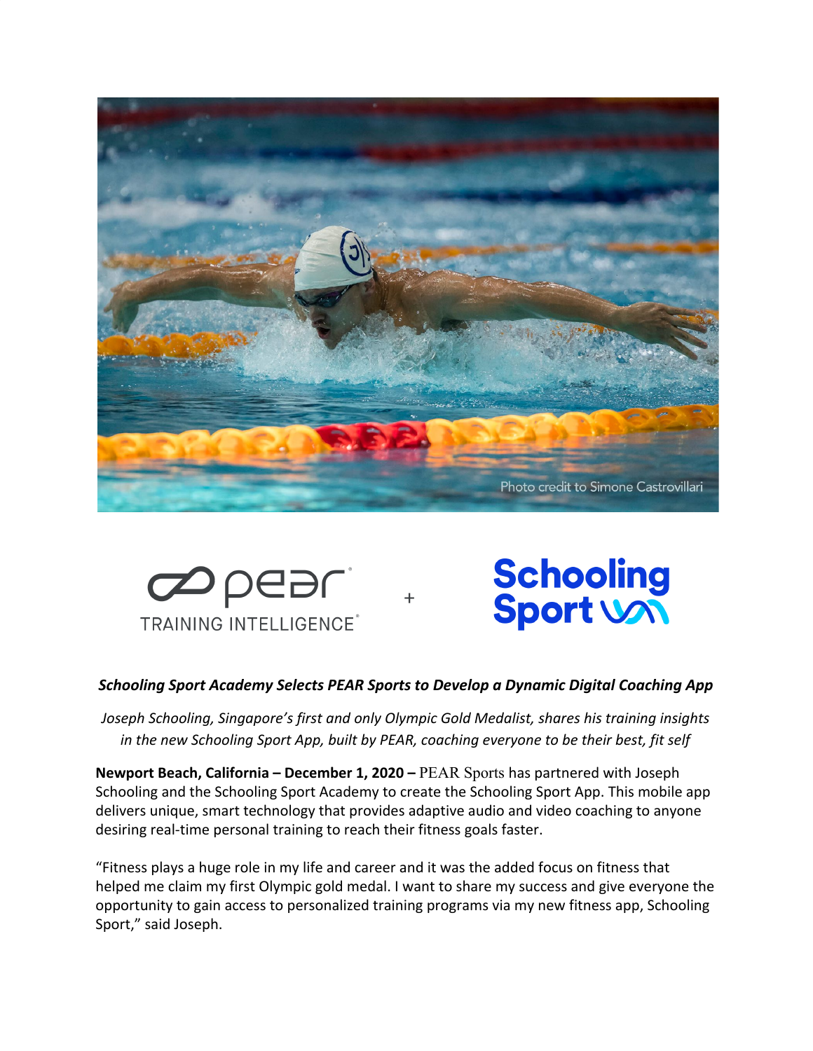Photo credit to Simone Castrovillari

PEAR TRAINING INTELLIGENCE + Schooling Sport

***Schooling Sport Academy Selects PEAR Sports to Develop a Dynamic Digital Coaching App***

*Joseph Schooling, Singapore's first and only Olympic Gold Medalist, shares his training insights in the new Schooling Sport App, built by PEAR, coaching everyone to be their best, fit self*

**Newport Beach, California – December 1, 2020 –** PEAR Sports has partnered with Joseph Schooling and the Schooling Sport Academy to create the Schooling Sport App. This mobile app delivers unique, smart technology that provides adaptive audio and video coaching to anyone desiring real-time personal training to reach their fitness goals faster.

"Fitness plays a huge role in my life and career and it was the added focus on fitness that helped me claim my first Olympic gold medal. I want to share my success and give everyone the opportunity to gain access to personalized training programs via my new fitness app, Schooling Sport," said Joseph.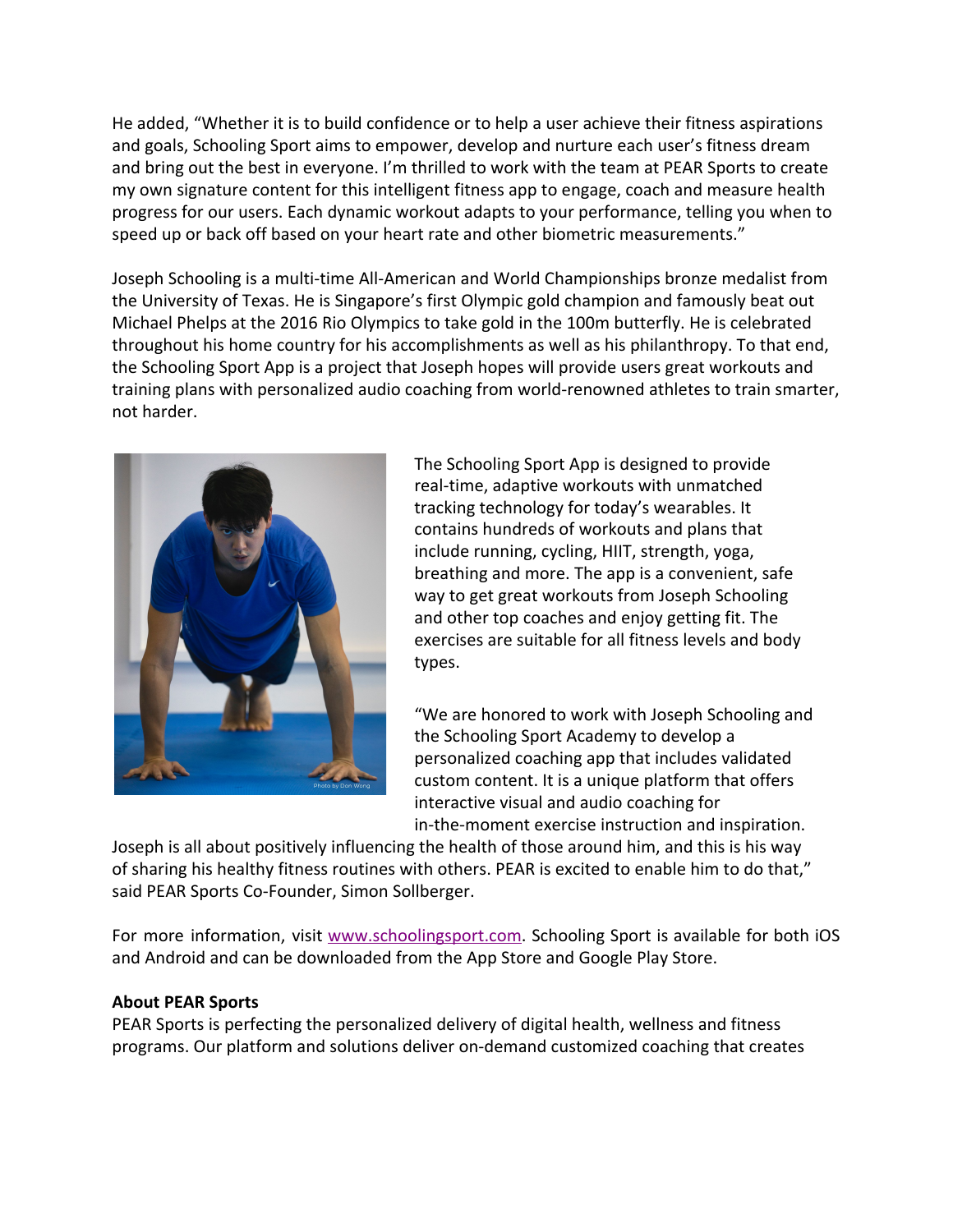He added, “Whether it is to build confidence or to help a user achieve their fitness aspirations and goals, Schooling Sport aims to empower, develop and nurture each user’s fitness dream and bring out the best in everyone. I’m thrilled to work with the team at PEAR Sports to create my own signature content for this intelligent fitness app to engage, coach and measure health progress for our users. Each dynamic workout adapts to your performance, telling you when to speed up or back off based on your heart rate and other biometric measurements.”

Joseph Schooling is a multi-time All-American and World Championships bronze medalist from the University of Texas. He is Singapore’s first Olympic gold champion and famously beat out Michael Phelps at the 2016 Rio Olympics to take gold in the 100m butterfly. He is celebrated throughout his home country for his accomplishments as well as his philanthropy. To that end, the Schooling Sport App is a project that Joseph hopes will provide users great workouts and training plans with personalized audio coaching from world-renowned athletes to train smarter, not harder.

Photo by Don Wong

The Schooling Sport App is designed to provide real-time, adaptive workouts with unmatched tracking technology for today’s wearables. It contains hundreds of workouts and plans that include running, cycling, HIIT, strength, yoga, breathing and more. The app is a convenient, safe way to get great workouts from Joseph Schooling and other top coaches and enjoy getting fit. The exercises are suitable for all fitness levels and body types.

“We are honored to work with Joseph Schooling and the Schooling Sport Academy to develop a personalized coaching app that includes validated custom content. It is a unique platform that offers interactive visual and audio coaching for in-the-moment exercise instruction and inspiration. Joseph is all about positively influencing the health of those around him, and this is his way of sharing his healthy fitness routines with others. PEAR is excited to enable him to do that,” said PEAR Sports Co-Founder, Simon Sollberger.

For more information, visit [www.schoolingsport.com](http://www.schoolingsport.com). Schooling Sport is available for both iOS and Android and can be downloaded from the App Store and Google Play Store.

**About PEAR Sports**

PEAR Sports is perfecting the personalized delivery of digital health, wellness and fitness programs. Our platform and solutions deliver on-demand customized coaching that creates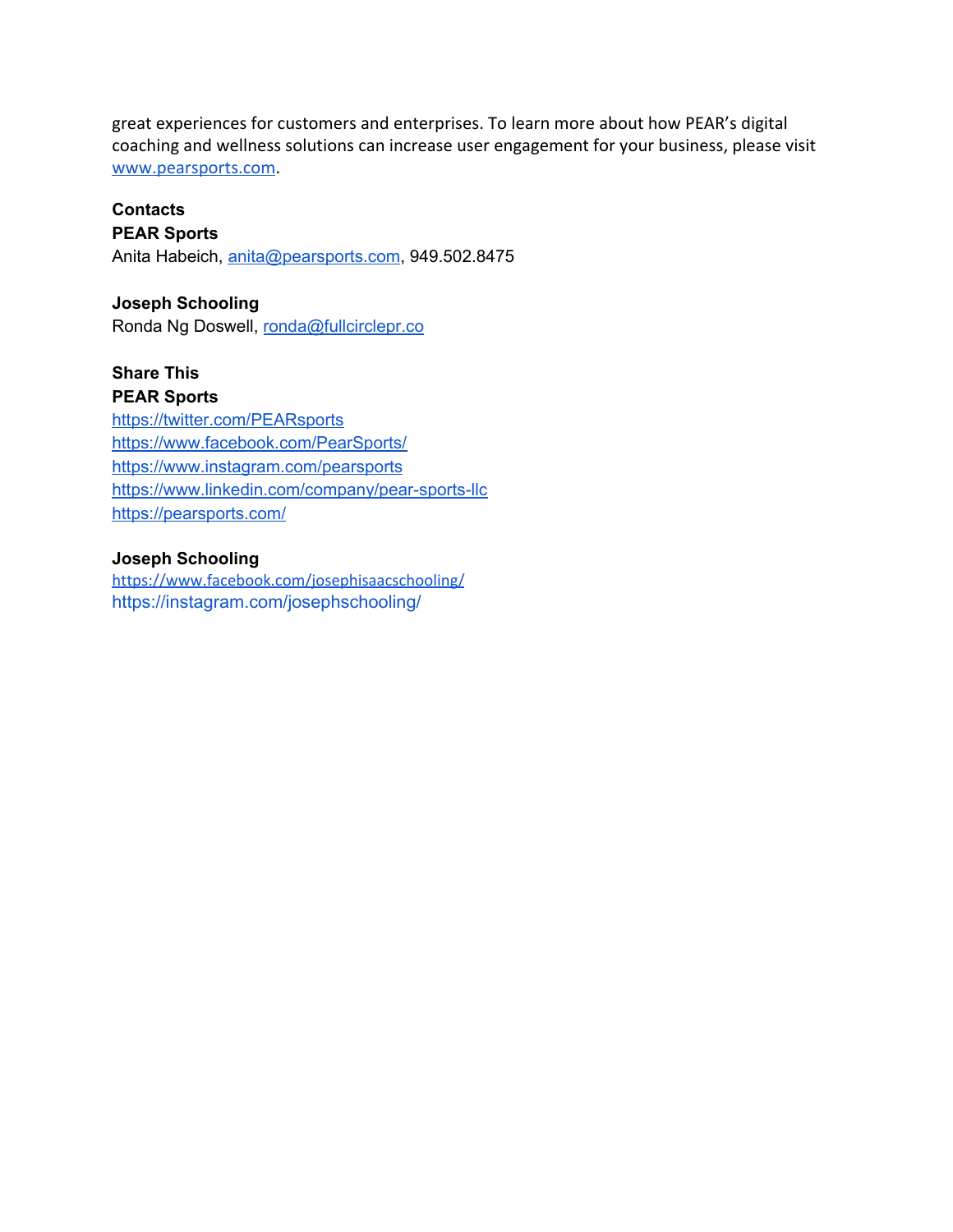great experiences for customers and enterprises. To learn more about how PEAR's digital coaching and wellness solutions can increase user engagement for your business, please visit www.pearsports.com.

**Contacts**

**PEAR Sports**

Anita Habeich, anita@pearsports.com, 949.502.8475

**Joseph Schooling**

Ronda Ng Doswell, ronda@fullcirclepr.co

**Share This**

**PEAR Sports**

https://twitter.com/PEARsports
https://www.facebook.com/PearSports/
https://www.instagram.com/pearsports
https://www.linkedin.com/company/pear-sports-llc
https://pearsports.com/

**Joseph Schooling**

https://www.facebook.com/josephisaacschooling/
https://instagram.com/josephschooling/